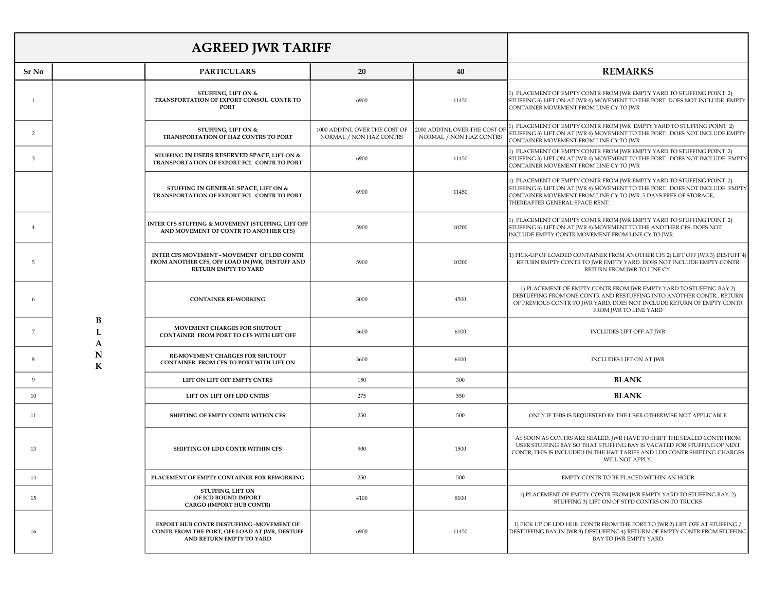# AGREED JWR TARIFF

| Sr No | | PARTICULARS | 20 | 40 | REMARKS |
|---|---|---|---|---|---|
| 1 | BLANK | STUFFING, LIFT ON & TRANSPORTATION OF EXPORT CONSOL CONTR TO PORT | 6900 | 11450 | 1) PLACEMENT OF EMPTY CONTR FROM JWR EMPTY YARD TO STUFFING POINT 2) STUFFING 3) LIFT ON AT JWR 4) MOVEMENT TO THE PORT. DOES NOT INCLUDE EMPTY CONTAINER MOVEMENT FROM LINE CY TO JWR |
| 2 | | STUFFING, LIFT ON & TRANSPORTATION OF HAZ CONTRS TO PORT | 1000 ADDTNL OVER THE COST OF NORMAL / NON HAZ CONTRS | 2000 ADDTNL OVER THE COST OF NORMAL / NON HAZ CONTRS | 1) PLACEMENT OF EMPTY CONTR FROM JWR EMPTY YARD TO STUFFING POINT 2) STUFFING 3) LIFT ON AT JWR 4) MOVEMENT TO THE PORT. DOES NOT INCLUDE EMPTY CONTAINER MOVEMENT FROM LINE CY TO JWR |
| 3 | | STUFFING IN USERS RESERVED SPACE, LIFT ON & TRANSPORTATION OF EXPORT FCL CONTR TO PORT | 6900 | 11450 | 1) PLACEMENT OF EMPTY CONTR FROM JWR EMPTY YARD TO STUFFING POINT 2) STUFFING 3) LIFT ON AT JWR 4) MOVEMENT TO THE PORT. DOES NOT INCLUDE EMPTY CONTAINER MOVEMENT FROM LINE CY TO JWR |
| | | STUFFING IN GENERAL SPACE, LIFT ON & TRANSPORTATION OF EXPORT FCL CONTR TO PORT | 6900 | 11450 | 1) PLACEMENT OF EMPTY CONTR FROM JWR EMPTY YARD TO STUFFING POINT 2) STUFFING 3) LIFT ON AT JWR 4) MOVEMENT TO THE PORT. DOES NOT INCLUDE EMPTY CONTAINER MOVEMENT FROM LINE CY TO JWR. 5 DAYS FREE OF STORAGE, THEREAFTER GENERAL SPACE RENT. |
| 4 | | INTER CFS STUFFING & MOVEMENT (STUFFING, LIFT OFF AND MOVEMENT OF CONTR TO ANOTHER CFS) | 5900 | 10200 | 1) PLACEMENT OF EMPTY CONTR FROM JWR EMPTY YARD TO STUFFING POINT 2) STUFFING 3) LIFT ON AT JWR 4) MOVEMENT TO THE ANOTHER CFS. DOES NOT INCLUDE EMPTY CONTR MOVEMENT FROM LINE CY TO JWR. |
| 5 | | INTER CFS MOVEMENT - MOVEMENT OF LDD CONTR FROM ANOTHER CFS, OFF LOAD IN JWR, DESTUFF AND RETURN EMPTY TO YARD | 5900 | 10200 | 1) PICK-UP OF LOADED CONTAINER FROM ANOTHER CFS 2) LIFT OFF JWR 3) DESTUFF 4) RETURN EMPTY CONTR TO JWR EMPTY YARD. DOES NOT INCLUDE EMPTY CONTR RETURN FROM JWR TO LINE CY. |
| 6 | | CONTAINER RE-WORKING | 3000 | 4500 | 1) PLACEMENT OF EMPTY CONTR FROM JWR EMPTY YARD TO STUFFING BAY 2) DESTUFFING FROM ONE CONTR AND RESTUFFING INTO ANOTHER CONTR.. RETURN OF PREVIOUS CONTR TO JWR YARD. DOES NOT INCLUDE RETURN OF EMPTY CONTR FROM JWR TO LINE YARD |
| 7 | | MOVEMENT CHARGES FOR SHUTOUT CONTAINER FROM PORT TO CFS WITH LIFT OFF | 3600 | 6100 | INCLUDES LIFT OFF AT JWR |
| 8 | | RE-MOVEMENT CHARGES FOR SHUTOUT CONTAINER FROM CFS TO PORT WITH LIFT ON | 3600 | 6100 | INCLUDES LIFT ON AT JWR |
| 9 | | LIFT ON LIFT OFF EMPTY CNTRS | 150 | 300 | **BLANK** |
| 10 | | LIFT ON LIFT OFF LDD CNTRS | 275 | 550 | **BLANK** |
| 11 | | SHIFTING OF EMPTY CONTR WITHIN CFS | 250 | 500 | ONLY IF THIS IS REQUESTED BY THE USER OTHERWISE NOT APPLICABLE |
| 13 | | SHIFTING OF LDD CONTR WITHIN CFS | 900 | 1500 | AS SOON AS CONTRS ARE SEALED, JWR HAVE TO SHIFT THE SEALED CONTR FROM USER STUFFING BAY SO THAT STUFFING BAY IS VACATED FOR STUFFING OF NEXT CONTR, THIS IS INCLUDED IN THE H&T TARIFF AND LDD CONTR SHIFTING CHARGES WILL NOT APPLY. |
| 14 | | PLACEMENT OF EMPTY CONTAINER FOR REWORKING | 250 | 500 | EMPTY CONTR TO BE PLACED WITHIN AN HOUR |
| 15 | | STUFFING, LIFT ON OF ICD BOUND IMPORT CARGO (IMPORT HUB CONTR) | 4100 | 8100 | 1) PLACEMENT OF EMPTY CONTR FROM JWR EMPTY YARD TO STUFFING BAY, 2) STUFFING 3) LIFT ON OF STFD CONTRS ON TO TRUCKS |
| 16 | | EXPORT HUB CONTR DESTUFFING -MOVEMENT OF CONTR FROM THE PORT, OFF LOAD AT JWR, DESTUFF AND RETURN EMPTY TO YARD | 6900 | 11450 | 1) PICK UP OF LDD HUB CONTR FROM THE PORT TO JWR 2) LIFT OFF AT STUFFING / DESTUFFING BAY IN JWR 3) DESTUFFING 4) RETURN OF EMPTY CONTR FROM STUFFING BAY TO JWR EMPTY YARD |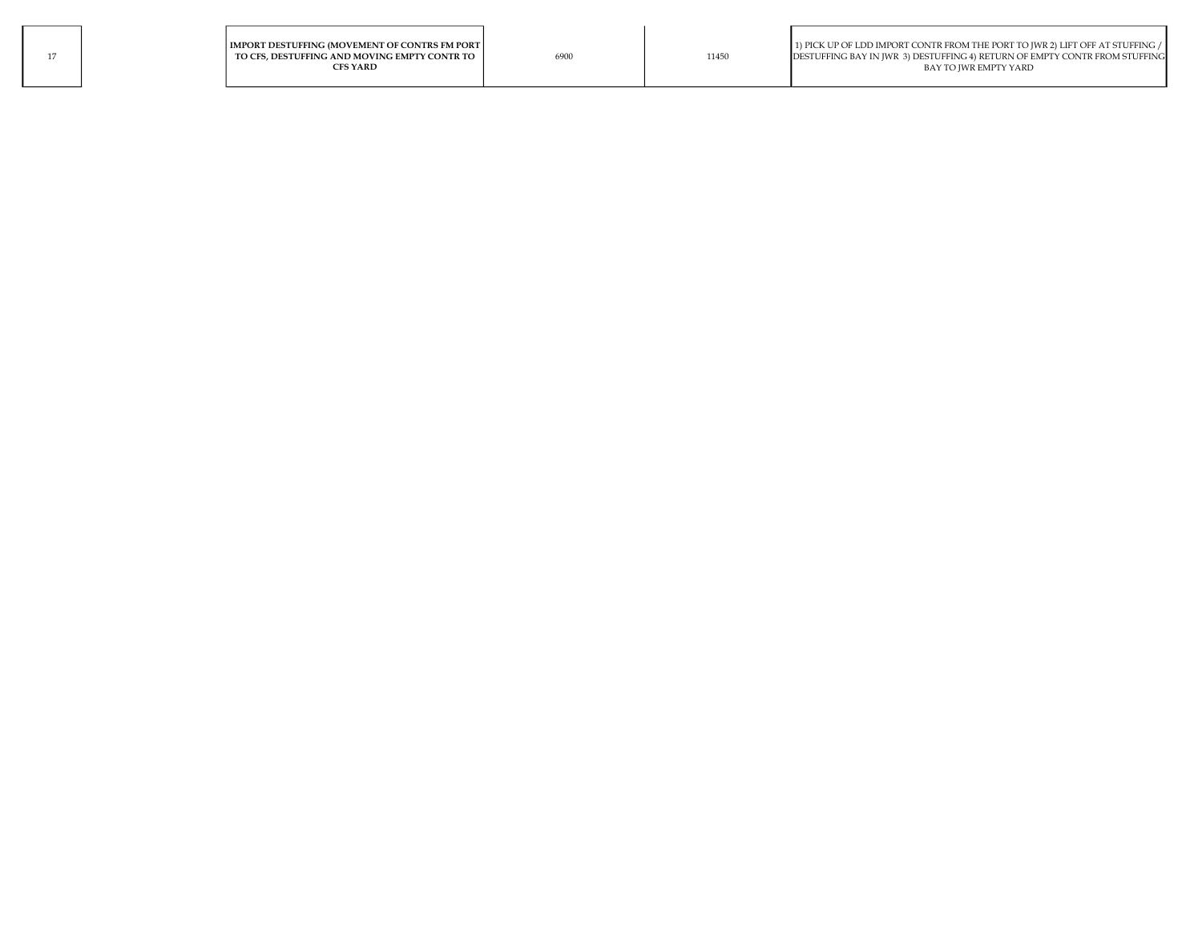| | | | | | |
|---|---|---|---|---|---|
| 17 | | **IMPORT DESTUFFING (MOVEMENT OF CONTRS FM PORT TO CFS, DESTUFFING AND MOVING EMPTY CONTR TO CFS YARD** | 6900 | 11450 | 1) PICK UP OF LDD IMPORT CONTR FROM THE PORT TO JWR 2) LIFT OFF AT STUFFING / DESTUFFING BAY IN JWR 3) DESTUFFING 4) RETURN OF EMPTY CONTR FROM STUFFING BAY TO JWR EMPTY YARD |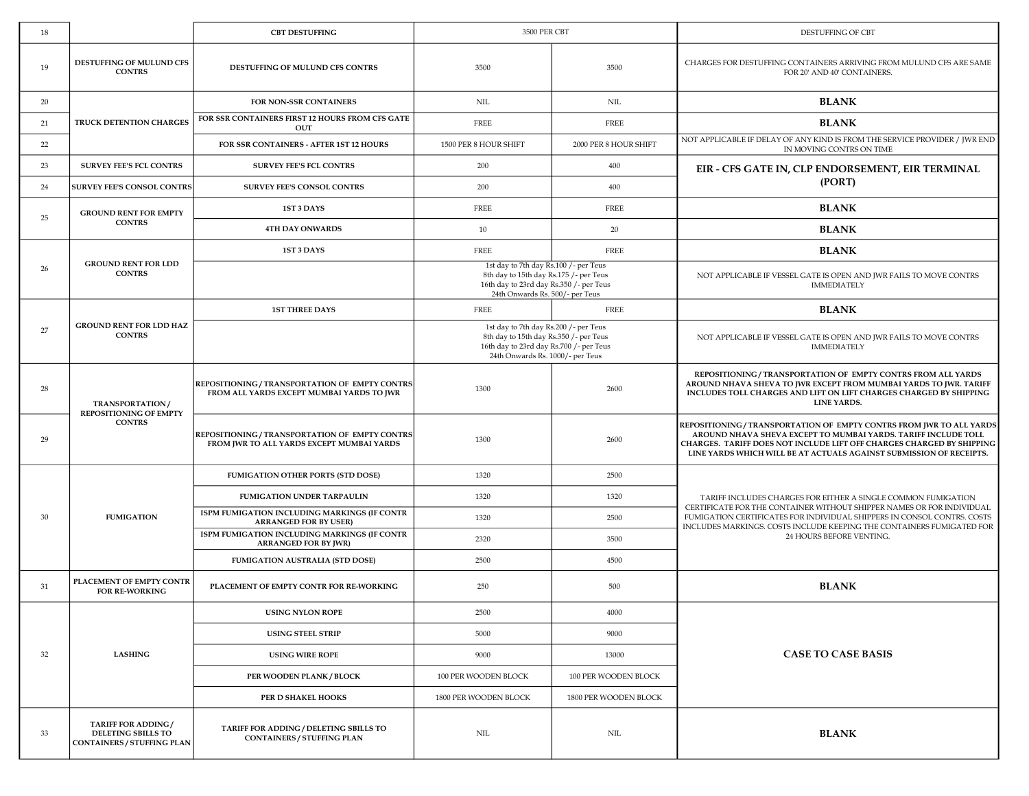| 18 | | CBT DESTUFFING | 3500 PER CBT | | DESTUFFING OF CBT |
|---|---|---|---|---|---|
| 19 | DESTUFFING OF MULUND CFS CONTRS | DESTUFFING OF MULUND CFS CONTRS | 3500 | 3500 | CHARGES FOR DESTUFFING CONTAINERS ARRIVING FROM MULUND CFS ARE SAME FOR 20' AND 40' CONTAINERS. |
| 20 | TRUCK DETENTION CHARGES | FOR NON-SSR CONTAINERS | NIL | NIL | **BLANK** |
| 21 | | FOR SSR CONTAINERS FIRST 12 HOURS FROM CFS GATE OUT | FREE | FREE | **BLANK** |
| 22 | | FOR SSR CONTAINERS - AFTER 1ST 12 HOURS | 1500 PER 8 HOUR SHIFT | 2000 PER 8 HOUR SHIFT | NOT APPLICABLE IF DELAY OF ANY KIND IS FROM THE SERVICE PROVIDER / JWR END IN MOVING CONTRS ON TIME |
| 23 | SURVEY FEE'S FCL CONTRS | SURVEY FEE'S FCL CONTRS | 200 | 400 | **EIR - CFS GATE IN, CLP ENDORSEMENT, EIR TERMINAL (PORT)** |
| 24 | SURVEY FEE'S CONSOL CONTRS | SURVEY FEE'S CONSOL CONTRS | 200 | 400 | |
| 25 | GROUND RENT FOR EMPTY CONTRS | 1ST 3 DAYS | FREE | FREE | **BLANK** |
| | | 4TH DAY ONWARDS | 10 | 20 | **BLANK** |
| 26 | GROUND RENT FOR LDD CONTRS | 1ST 3 DAYS | FREE | FREE | **BLANK** |
| | | | 1st day to 7th day Rs.100 /- per Teus<br>8th day to 15th day Rs.175 /- per Teus<br>16th day to 23rd day Rs.350 /- per Teus<br>24th Onwards Rs. 500/- per Teus | | NOT APPLICABLE IF VESSEL GATE IS OPEN AND JWR FAILS TO MOVE CONTRS IMMEDIATELY |
| 27 | GROUND RENT FOR LDD HAZ CONTRS | 1ST THREE DAYS | FREE | FREE | **BLANK** |
| | | | 1st day to 7th day Rs.200 /- per Teus<br>8th day to 15th day Rs.350 /- per Teus<br>16th day to 23rd day Rs.700 /- per Teus<br>24th Onwards Rs. 1000/- per Teus | | NOT APPLICABLE IF VESSEL GATE IS OPEN AND JWR FAILS TO MOVE CONTRS IMMEDIATELY |
| 28 | TRANSPORTATION / REPOSITIONING OF EMPTY CONTRS | REPOSITIONING / TRANSPORTATION OF EMPTY CONTRS FROM ALL YARDS EXCEPT MUMBAI YARDS TO JWR | 1300 | 2600 | **REPOSITIONING / TRANSPORTATION OF EMPTY CONTRS FROM ALL YARDS AROUND NHAVA SHEVA TO JWR EXCEPT FROM MUMBAI YARDS TO JWR. TARIFF INCLUDES TOLL CHARGES AND LIFT ON LIFT CHARGES CHARGED BY SHIPPING LINE YARDS.** |
| 29 | | REPOSITIONING / TRANSPORTATION OF EMPTY CONTRS FROM JWR TO ALL YARDS EXCEPT MUMBAI YARDS | 1300 | 2600 | **REPOSITIONING / TRANSPORTATION OF EMPTY CONTRS FROM JWR TO ALL YARDS AROUND NHAVA SHEVA EXCEPT TO MUMBAI YARDS. TARIFF INCLUDE TOLL CHARGES. TARIFF DOES NOT INCLUDE LIFT OFF CHARGES CHARGED BY SHIPPING LINE YARDS WHICH WILL BE AT ACTUALS AGAINST SUBMISSION OF RECEIPTS.** |
| 30 | FUMIGATION | FUMIGATION OTHER PORTS (STD DOSE) | 1320 | 2500 | TARIFF INCLUDES CHARGES FOR EITHER A SINGLE COMMON FUMIGATION CERTIFICATE FOR THE CONTAINER WITHOUT SHIPPER NAMES OR FOR INDIVIDUAL FUMIGATION CERTIFICATES FOR INDIVIDUAL SHIPPERS IN CONSOL CONTRS. COSTS INCLUDES MARKINGS. COSTS INCLUDE KEEPING THE CONTAINERS FUMIGATED FOR 24 HOURS BEFORE VENTING. |
| | | FUMIGATION UNDER TARPAULIN | 1320 | 1320 | |
| | | ISPM FUMIGATION INCLUDING MARKINGS (IF CONTR ARRANGED FOR BY USER) | 1320 | 2500 | |
| | | ISPM FUMIGATION INCLUDING MARKINGS (IF CONTR ARRANGED FOR BY JWR) | 2320 | 3500 | |
| | | FUMIGATION AUSTRALIA (STD DOSE) | 2500 | 4500 | |
| 31 | PLACEMENT OF EMPTY CONTR FOR RE-WORKING | PLACEMENT OF EMPTY CONTR FOR RE-WORKING | 250 | 500 | **BLANK** |
| 32 | LASHING | USING NYLON ROPE | 2500 | 4000 | **CASE TO CASE BASIS** |
| | | USING STEEL STRIP | 5000 | 9000 | |
| | | USING WIRE ROPE | 9000 | 13000 | |
| | | PER WOODEN PLANK / BLOCK | 100 PER WOODEN BLOCK | 100 PER WOODEN BLOCK | |
| | | PER D SHAKEL HOOKS | 1800 PER WOODEN BLOCK | 1800 PER WOODEN BLOCK | |
| 33 | TARIFF FOR ADDING / DELETING SBILLS TO CONTAINERS / STUFFING PLAN | TARIFF FOR ADDING / DELETING SBILLS TO CONTAINERS / STUFFING PLAN | NIL | NIL | **BLANK** |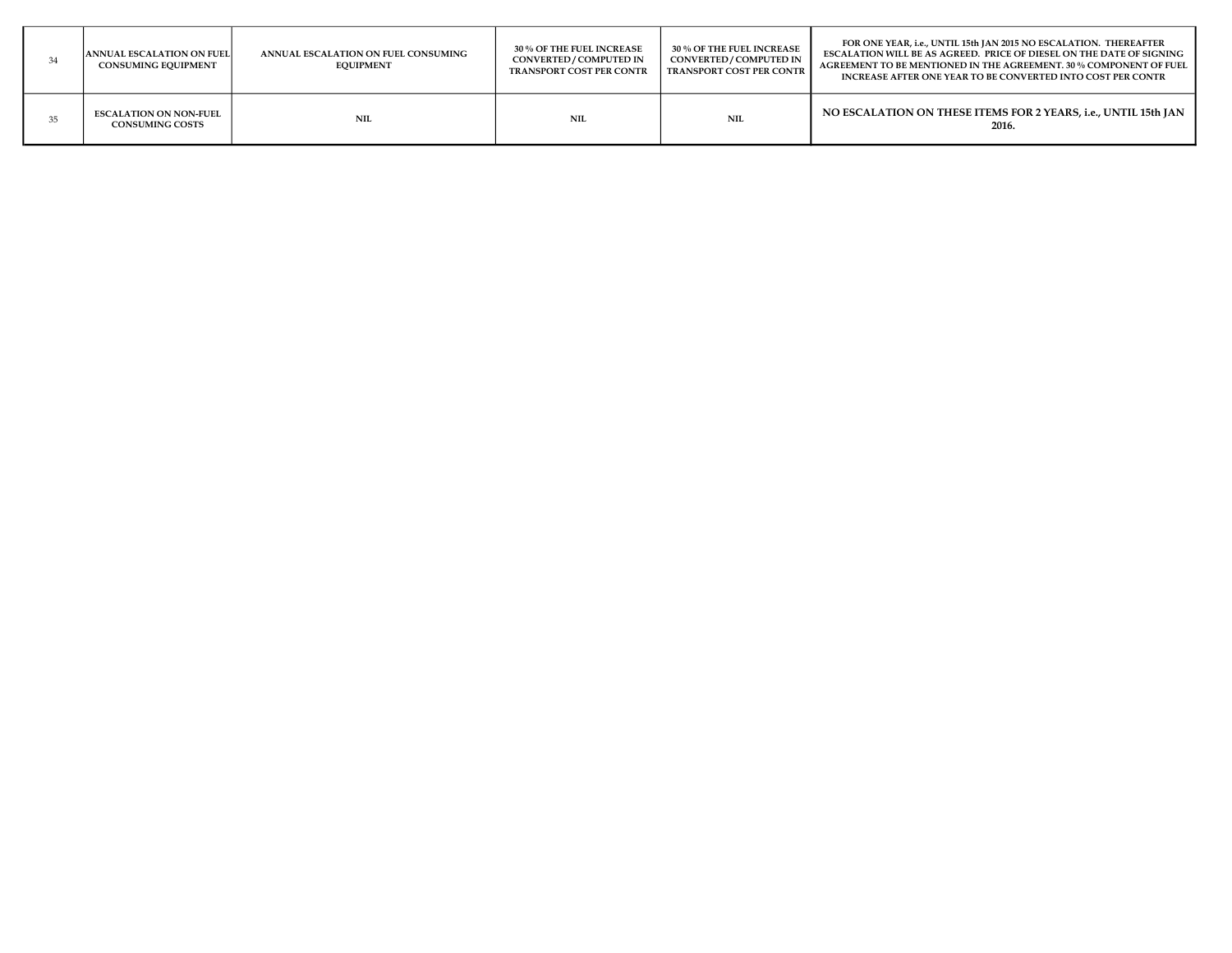| | | | | | |
|---|---|---|---|---|---|
| 34 | ANNUAL ESCALATION ON FUEL CONSUMING EQUIPMENT | ANNUAL ESCALATION ON FUEL CONSUMING EQUIPMENT | 30 % OF THE FUEL INCREASE CONVERTED / COMPUTED IN TRANSPORT COST PER CONTR | 30 % OF THE FUEL INCREASE CONVERTED / COMPUTED IN TRANSPORT COST PER CONTR | FOR ONE YEAR, i.e., UNTIL 15th JAN 2015 NO ESCALATION. THEREAFTER ESCALATION WILL BE AS AGREED. PRICE OF DIESEL ON THE DATE OF SIGNING AGREEMENT TO BE MENTIONED IN THE AGREEMENT. 30 % COMPONENT OF FUEL INCREASE AFTER ONE YEAR TO BE CONVERTED INTO COST PER CONTR |
| 35 | ESCALATION ON NON-FUEL CONSUMING COSTS | NIL | NIL | NIL | NO ESCALATION ON THESE ITEMS FOR 2 YEARS, i.e., UNTIL 15th JAN 2016. |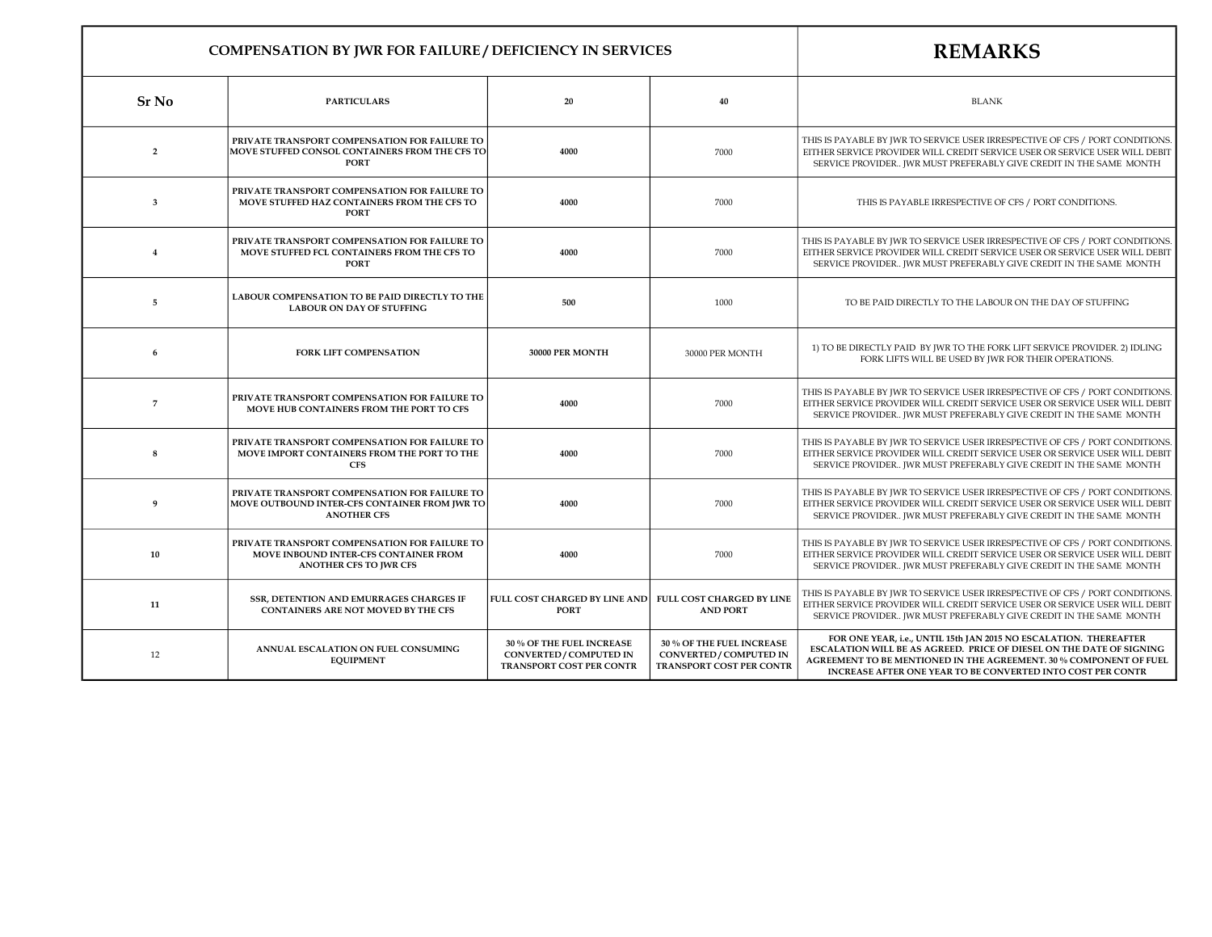| COMPENSATION BY JWR FOR FAILURE / DEFICIENCY IN SERVICES | | | | REMARKS |
|---|---|---|---|---|
| **Sr No** | **PARTICULARS** | **20** | **40** | BLANK |
| 2 | PRIVATE TRANSPORT COMPENSATION FOR FAILURE TO MOVE STUFFED CONSOL CONTAINERS FROM THE CFS TO PORT | 4000 | 7000 | THIS IS PAYABLE BY JWR TO SERVICE USER IRRESPECTIVE OF CFS / PORT CONDITIONS. EITHER SERVICE PROVIDER WILL CREDIT SERVICE USER OR SERVICE USER WILL DEBIT SERVICE PROVIDER.. JWR MUST PREFERABLY GIVE CREDIT IN THE SAME MONTH |
| 3 | PRIVATE TRANSPORT COMPENSATION FOR FAILURE TO MOVE STUFFED HAZ CONTAINERS FROM THE CFS TO PORT | 4000 | 7000 | THIS IS PAYABLE IRRESPECTIVE OF CFS / PORT CONDITIONS. |
| 4 | PRIVATE TRANSPORT COMPENSATION FOR FAILURE TO MOVE STUFFED FCL CONTAINERS FROM THE CFS TO PORT | 4000 | 7000 | THIS IS PAYABLE BY JWR TO SERVICE USER IRRESPECTIVE OF CFS / PORT CONDITIONS. EITHER SERVICE PROVIDER WILL CREDIT SERVICE USER OR SERVICE USER WILL DEBIT SERVICE PROVIDER.. JWR MUST PREFERABLY GIVE CREDIT IN THE SAME MONTH |
| 5 | LABOUR COMPENSATION TO BE PAID DIRECTLY TO THE LABOUR ON DAY OF STUFFING | 500 | 1000 | TO BE PAID DIRECTLY TO THE LABOUR ON THE DAY OF STUFFING |
| 6 | FORK LIFT COMPENSATION | 30000 PER MONTH | 30000 PER MONTH | 1) TO BE DIRECTLY PAID BY JWR TO THE FORK LIFT SERVICE PROVIDER. 2) IDLING FORK LIFTS WILL BE USED BY JWR FOR THEIR OPERATIONS. |
| 7 | PRIVATE TRANSPORT COMPENSATION FOR FAILURE TO MOVE HUB CONTAINERS FROM THE PORT TO CFS | 4000 | 7000 | THIS IS PAYABLE BY JWR TO SERVICE USER IRRESPECTIVE OF CFS / PORT CONDITIONS. EITHER SERVICE PROVIDER WILL CREDIT SERVICE USER OR SERVICE USER WILL DEBIT SERVICE PROVIDER.. JWR MUST PREFERABLY GIVE CREDIT IN THE SAME MONTH |
| 8 | PRIVATE TRANSPORT COMPENSATION FOR FAILURE TO MOVE IMPORT CONTAINERS FROM THE PORT TO THE CFS | 4000 | 7000 | THIS IS PAYABLE BY JWR TO SERVICE USER IRRESPECTIVE OF CFS / PORT CONDITIONS. EITHER SERVICE PROVIDER WILL CREDIT SERVICE USER OR SERVICE USER WILL DEBIT SERVICE PROVIDER.. JWR MUST PREFERABLY GIVE CREDIT IN THE SAME MONTH |
| 9 | PRIVATE TRANSPORT COMPENSATION FOR FAILURE TO MOVE OUTBOUND INTER-CFS CONTAINER FROM JWR TO ANOTHER CFS | 4000 | 7000 | THIS IS PAYABLE BY JWR TO SERVICE USER IRRESPECTIVE OF CFS / PORT CONDITIONS. EITHER SERVICE PROVIDER WILL CREDIT SERVICE USER OR SERVICE USER WILL DEBIT SERVICE PROVIDER.. JWR MUST PREFERABLY GIVE CREDIT IN THE SAME MONTH |
| 10 | PRIVATE TRANSPORT COMPENSATION FOR FAILURE TO MOVE INBOUND INTER-CFS CONTAINER FROM ANOTHER CFS TO JWR CFS | 4000 | 7000 | THIS IS PAYABLE BY JWR TO SERVICE USER IRRESPECTIVE OF CFS / PORT CONDITIONS. EITHER SERVICE PROVIDER WILL CREDIT SERVICE USER OR SERVICE USER WILL DEBIT SERVICE PROVIDER.. JWR MUST PREFERABLY GIVE CREDIT IN THE SAME MONTH |
| 11 | SSR, DETENTION AND EMURRAGES CHARGES IF CONTAINERS ARE NOT MOVED BY THE CFS | FULL COST CHARGED BY LINE AND PORT | FULL COST CHARGED BY LINE AND PORT | THIS IS PAYABLE BY JWR TO SERVICE USER IRRESPECTIVE OF CFS / PORT CONDITIONS. EITHER SERVICE PROVIDER WILL CREDIT SERVICE USER OR SERVICE USER WILL DEBIT SERVICE PROVIDER.. JWR MUST PREFERABLY GIVE CREDIT IN THE SAME MONTH |
| 12 | ANNUAL ESCALATION ON FUEL CONSUMING EQUIPMENT | 30 % OF THE FUEL INCREASE CONVERTED / COMPUTED IN TRANSPORT COST PER CONTR | 30 % OF THE FUEL INCREASE CONVERTED / COMPUTED IN TRANSPORT COST PER CONTR | **FOR ONE YEAR, i.e., UNTIL 15th JAN 2015 NO ESCALATION. THEREAFTER ESCALATION WILL BE AS AGREED. PRICE OF DIESEL ON THE DATE OF SIGNING AGREEMENT TO BE MENTIONED IN THE AGREEMENT. 30 % COMPONENT OF FUEL INCREASE AFTER ONE YEAR TO BE CONVERTED INTO COST PER CONTR** |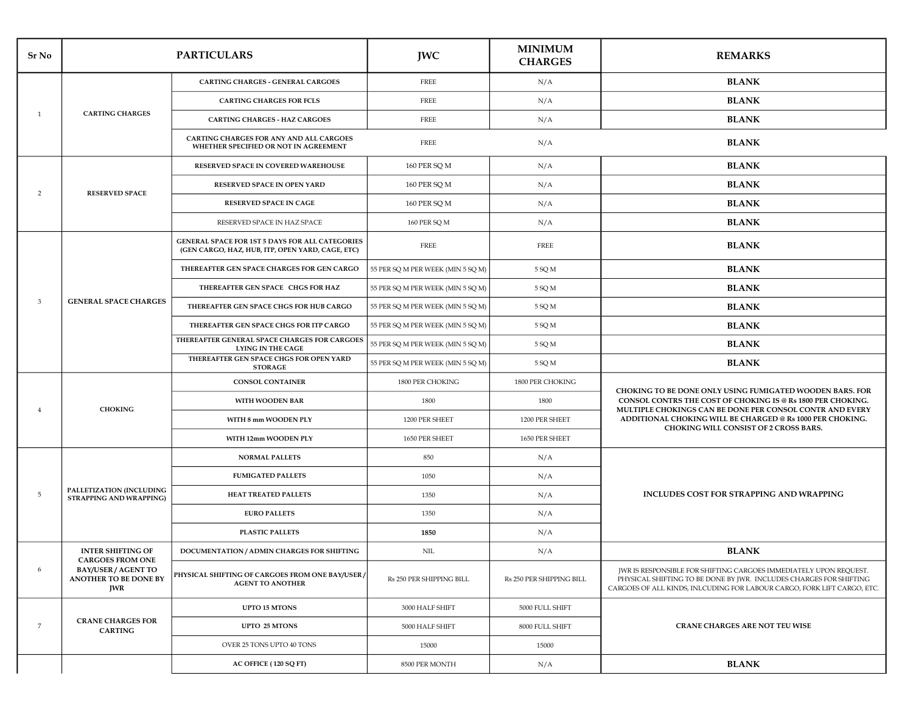| Sr No | PARTICULARS | | JWC | MINIMUM CHARGES | REMARKS |
|---|---|---|---|---|---|
| 1 | CARTING CHARGES | CARTING CHARGES - GENERAL CARGOES | FREE | N/A | BLANK |
| | | CARTING CHARGES FOR FCLS | FREE | N/A | BLANK |
| | | CARTING CHARGES - HAZ CARGOES | FREE | N/A | BLANK |
| | | CARTING CHARGES FOR ANY AND ALL CARGOES WHETHER SPECIFIED OR NOT IN AGREEMENT | FREE | N/A | BLANK |
| 2 | RESERVED SPACE | RESERVED SPACE IN COVERED WAREHOUSE | 160 PER SQ M | N/A | BLANK |
| | | RESERVED SPACE IN OPEN YARD | 160 PER SQ M | N/A | BLANK |
| | | RESERVED SPACE IN CAGE | 160 PER SQ M | N/A | BLANK |
| | | RESERVED SPACE IN HAZ SPACE | 160 PER SQ M | N/A | BLANK |
| 3 | GENERAL SPACE CHARGES | GENERAL SPACE FOR 1ST 5 DAYS FOR ALL CATEGORIES (GEN CARGO, HAZ, HUB, ITP, OPEN YARD, CAGE, ETC) | FREE | FREE | BLANK |
| | | THEREAFTER GEN SPACE CHARGES FOR GEN CARGO | 55 PER SQ M PER WEEK (MIN 5 SQ M) | 5 SQ M | BLANK |
| | | THEREAFTER GEN SPACE CHGS FOR HAZ | 55 PER SQ M PER WEEK (MIN 5 SQ M) | 5 SQ M | BLANK |
| | | THEREAFTER GEN SPACE CHGS FOR HUB CARGO | 55 PER SQ M PER WEEK (MIN 5 SQ M) | 5 SQ M | BLANK |
| | | THEREAFTER GEN SPACE CHGS FOR ITP CARGO | 55 PER SQ M PER WEEK (MIN 5 SQ M) | 5 SQ M | BLANK |
| | | THEREAFTER GENERAL SPACE CHARGES FOR CARGOES LYING IN THE CAGE | 55 PER SQ M PER WEEK (MIN 5 SQ M) | 5 SQ M | BLANK |
| | | THEREAFTER GEN SPACE CHGS FOR OPEN YARD STORAGE | 55 PER SQ M PER WEEK (MIN 5 SQ M) | 5 SQ M | BLANK |
| 4 | CHOKING | CONSOL CONTAINER | 1800 PER CHOKING | 1800 PER CHOKING | CHOKING TO BE DONE ONLY USING FUMIGATED WOODEN BARS. FOR CONSOL CONTRS THE COST OF CHOKING IS @ Rs 1800 PER CHOKING. MULTIPLE CHOKINGS CAN BE DONE PER CONSOL CONTR AND EVERY ADDITIONAL CHOKING WILL BE CHARGED @ Rs 1000 PER CHOKING. CHOKING WILL CONSIST OF 2 CROSS BARS. |
| | | WITH WOODEN BAR | 1800 | 1800 | |
| | | WITH 8 mm WOODEN PLY | 1200 PER SHEET | 1200 PER SHEET | |
| | | WITH 12mm WOODEN PLY | 1650 PER SHEET | 1650 PER SHEET | |
| 5 | PALLETIZATION (INCLUDING STRAPPING AND WRAPPING) | NORMAL PALLETS | 850 | N/A | INCLUDES COST FOR STRAPPING AND WRAPPING |
| | | FUMIGATED PALLETS | 1050 | N/A | |
| | | HEAT TREATED PALLETS | 1350 | N/A | |
| | | EURO PALLETS | 1350 | N/A | |
| | | PLASTIC PALLETS | **1850** | N/A | |
| 6 | INTER SHIFTING OF CARGOES FROM ONE BAY/USER / AGENT TO ANOTHER TO BE DONE BY JWR | DOCUMENTATION / ADMIN CHARGES FOR SHIFTING | NIL | N/A | BLANK |
| | | PHYSICAL SHIFTING OF CARGOES FROM ONE BAY/USER / AGENT TO ANOTHER | Rs 250 PER SHIPPING BILL | Rs 250 PER SHIPPING BILL | JWR IS RESPONSIBLE FOR SHIFTING CARGOES IMMEDIATELY UPON REQUEST. PHYSICAL SHIFTING TO BE DONE BY JWR. INCLUDES CHARGES FOR SHIFTING CARGOES OF ALL KINDS, INLCUDING FOR LABOUR CARGO, FORK LIFT CARGO, ETC. |
| 7 | CRANE CHARGES FOR CARTING | UPTO 15 MTONS | 3000 HALF SHIFT | 5000 FULL SHIFT | CRANE CHARGES ARE NOT TEU WISE |
| | | UPTO 25 MTONS | 5000 HALF SHIFT | 8000 FULL SHIFT | |
| | | OVER 25 TONS UPTO 40 TONS | 15000 | 15000 | |
| | | AC OFFICE ( 120 SQ FT) | 8500 PER MONTH | N/A | BLANK |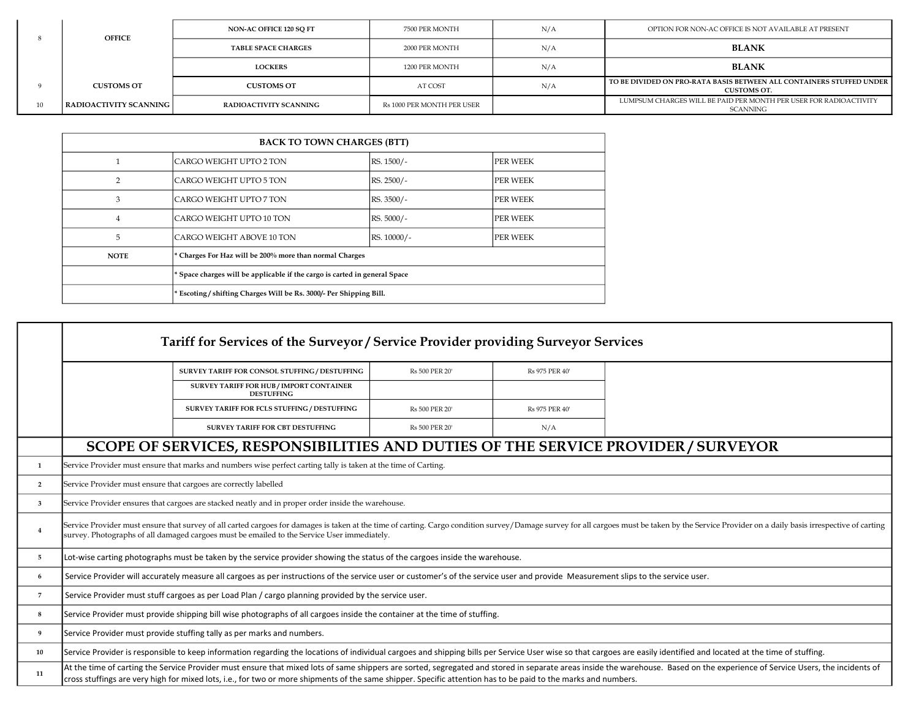| 8 | OFFICE | NON-AC OFFICE 120 SQ FT | 7500 PER MONTH | N/A | OPTION FOR NON-AC OFFICE IS NOT AVAILABLE AT PRESENT |
|---|---|---|---|---|---|
| | | TABLE SPACE CHARGES | 2000 PER MONTH | N/A | **BLANK** |
| | | LOCKERS | 1200 PER MONTH | N/A | **BLANK** |
| 9 | CUSTOMS OT | CUSTOMS OT | AT COST | N/A | **TO BE DIVIDED ON PRO-RATA BASIS BETWEEN ALL CONTAINERS STUFFED UNDER CUSTOMS OT.** |
| 10 | RADIOACTIVITY SCANNING | RADIOACTIVITY SCANNING | Rs 1000 PER MONTH PER USER | | LUMPSUM CHARGES WILL BE PAID PER MONTH PER USER FOR RADIOACTIVITY SCANNING |

| BACK TO TOWN CHARGES (BTT) | | | |
|---|---|---|---|
| 1 | CARGO WEIGHT UPTO 2 TON | RS. 1500/- | PER WEEK |
| 2 | CARGO WEIGHT UPTO 5 TON | RS. 2500/- | PER WEEK |
| 3 | CARGO WEIGHT UPTO 7 TON | RS. 3500/- | PER WEEK |
| 4 | CARGO WEIGHT UPTO 10 TON | RS. 5000/- | PER WEEK |
| 5 | CARGO WEIGHT ABOVE 10 TON | RS. 10000/- | PER WEEK |
| NOTE | **\* Charges For Haz will be 200% more than normal Charges** | | |
| | **\* Space charges will be applicable if the cargo is carted in general Space** | | |
| | **\* Escoting / shifting Charges Will be Rs. 3000/- Per Shipping Bill.** | | |

## Tariff for Services of the Surveyor / Service Provider providing Surveyor Services

| | | | |
|---|---|---|---|
| SURVEY TARIFF FOR CONSOL STUFFING / DESTUFFING | Rs 500 PER 20' | Rs 975 PER 40' | |
| SURVEY TARIFF FOR HUB / IMPORT CONTAINER DESTUFFING | | | |
| SURVEY TARIFF FOR FCLS STUFFING / DESTUFFING | Rs 500 PER 20' | Rs 975 PER 40' | |
| SURVEY TARIFF FOR CBT DESTUFFING | Rs 500 PER 20' | N/A | |

## SCOPE OF SERVICES, RESPONSIBILITIES AND DUTIES OF THE SERVICE PROVIDER / SURVEYOR

| | |
|---|---|
| 1 | Service Provider must ensure that marks and numbers wise perfect carting tally is taken at the time of Carting. |
| 2 | Service Provider must ensure that cargoes are correctly labelled |
| 3 | Service Provider ensures that cargoes are stacked neatly and in proper order inside the warehouse. |
| 4 | Service Provider must ensure that survey of all carted cargoes for damages is taken at the time of carting. Cargo condition survey/Damage survey for all cargoes must be taken by the Service Provider on a daily basis irrespective of carting survey. Photographs of all damaged cargoes must be emailed to the Service User immediately. |
| 5 | Lot-wise carting photographs must be taken by the service provider showing the status of the cargoes inside the warehouse. |
| 6 | Service Provider will accurately measure all cargoes as per instructions of the service user or customer's of the service user and provide Measurement slips to the service user. |
| 7 | Service Provider must stuff cargoes as per Load Plan / cargo planning provided by the service user. |
| 8 | Service Provider must provide shipping bill wise photographs of all cargoes inside the container at the time of stuffing. |
| 9 | Service Provider must provide stuffing tally as per marks and numbers. |
| 10 | Service Provider is responsible to keep information regarding the locations of individual cargoes and shipping bills per Service User wise so that cargoes are easily identified and located at the time of stuffing. |
| 11 | At the time of carting the Service Provider must ensure that mixed lots of same shippers are sorted, segregated and stored in separate areas inside the warehouse. Based on the experience of Service Users, the incidents of cross stuffings are very high for mixed lots, i.e., for two or more shipments of the same shipper. Specific attention has to be paid to the marks and numbers. |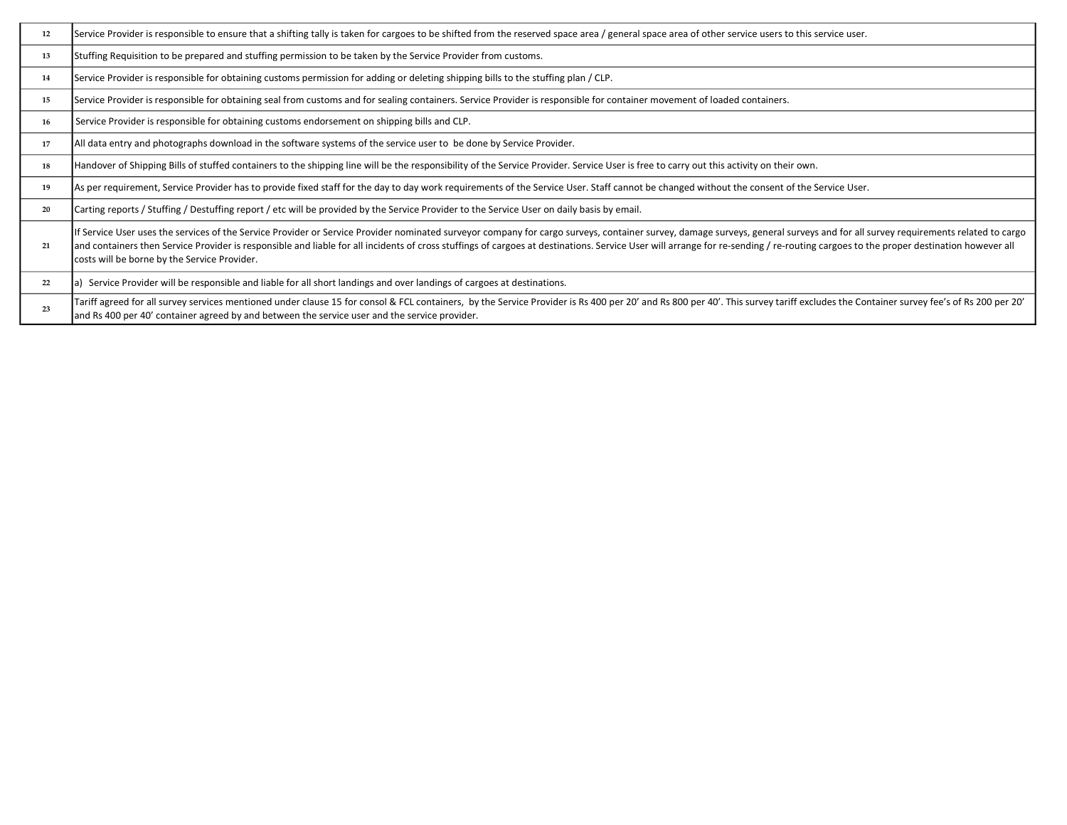| | |
|---|---|
| 12 | Service Provider is responsible to ensure that a shifting tally is taken for cargoes to be shifted from the reserved space area / general space area of other service users to this service user. |
| 13 | Stuffing Requisition to be prepared and stuffing permission to be taken by the Service Provider from customs. |
| 14 | Service Provider is responsible for obtaining customs permission for adding or deleting shipping bills to the stuffing plan / CLP. |
| 15 | Service Provider is responsible for obtaining seal from customs and for sealing containers. Service Provider is responsible for container movement of loaded containers. |
| 16 | Service Provider is responsible for obtaining customs endorsement on shipping bills and CLP. |
| 17 | All data entry and photographs download in the software systems of the service user to be done by Service Provider. |
| 18 | Handover of Shipping Bills of stuffed containers to the shipping line will be the responsibility of the Service Provider. Service User is free to carry out this activity on their own. |
| 19 | As per requirement, Service Provider has to provide fixed staff for the day to day work requirements of the Service User. Staff cannot be changed without the consent of the Service User. |
| 20 | Carting reports / Stuffing / Destuffing report / etc will be provided by the Service Provider to the Service User on daily basis by email. |
| 21 | If Service User uses the services of the Service Provider or Service Provider nominated surveyor company for cargo surveys, container survey, damage surveys, general surveys and for all survey requirements related to cargo and containers then Service Provider is responsible and liable for all incidents of cross stuffings of cargoes at destinations. Service User will arrange for re-sending / re-routing cargoes to the proper destination however all costs will be borne by the Service Provider. |
| 22 | a) Service Provider will be responsible and liable for all short landings and over landings of cargoes at destinations. |
| 23 | Tariff agreed for all survey services mentioned under clause 15 for consol & FCL containers, by the Service Provider is Rs 400 per 20' and Rs 800 per 40'. This survey tariff excludes the Container survey fee's of Rs 200 per 20' and Rs 400 per 40' container agreed by and between the service user and the service provider. |